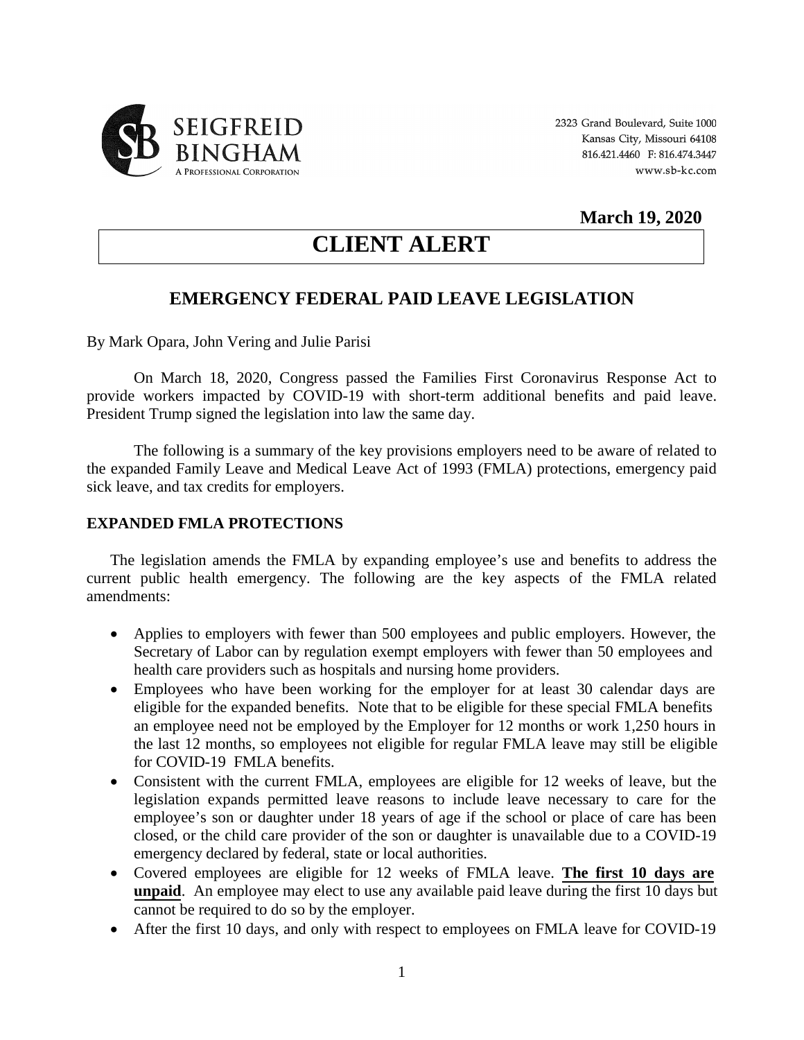SEIGFREID BINGHAM
A Professional Corporation

2323 Grand Boulevard, Suite 1000
Kansas City, Missouri 64108
816.421.4460 F: 816.474.3447
www.sb-kc.com

**March 19, 2020**

# CLIENT ALERT

## EMERGENCY FEDERAL PAID LEAVE LEGISLATION

By Mark Opara, John Vering and Julie Parisi

On March 18, 2020, Congress passed the Families First Coronavirus Response Act to provide workers impacted by COVID-19 with short-term additional benefits and paid leave. President Trump signed the legislation into law the same day.

The following is a summary of the key provisions employers need to be aware of related to the expanded Family Leave and Medical Leave Act of 1993 (FMLA) protections, emergency paid sick leave, and tax credits for employers.

### EXPANDED FMLA PROTECTIONS

The legislation amends the FMLA by expanding employee's use and benefits to address the current public health emergency. The following are the key aspects of the FMLA related amendments:

- Applies to employers with fewer than 500 employees and public employers. However, the Secretary of Labor can by regulation exempt employers with fewer than 50 employees and health care providers such as hospitals and nursing home providers.
- Employees who have been working for the employer for at least 30 calendar days are eligible for the expanded benefits. Note that to be eligible for these special FMLA benefits an employee need not be employed by the Employer for 12 months or work 1,250 hours in the last 12 months, so employees not eligible for regular FMLA leave may still be eligible for COVID-19 FMLA benefits.
- Consistent with the current FMLA, employees are eligible for 12 weeks of leave, but the legislation expands permitted leave reasons to include leave necessary to care for the employee's son or daughter under 18 years of age if the school or place of care has been closed, or the child care provider of the son or daughter is unavailable due to a COVID-19 emergency declared by federal, state or local authorities.
- Covered employees are eligible for 12 weeks of FMLA leave. **The first 10 days are unpaid**. An employee may elect to use any available paid leave during the first 10 days but cannot be required to do so by the employer.
- After the first 10 days, and only with respect to employees on FMLA leave for COVID-19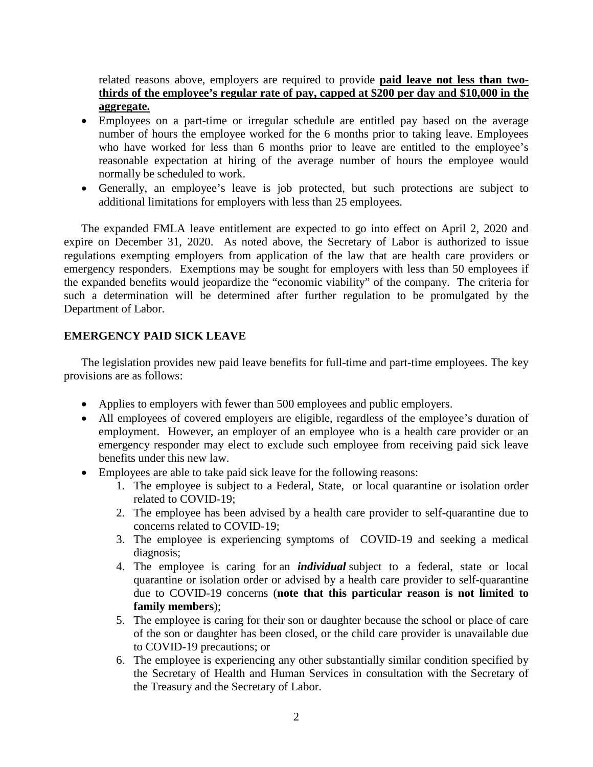related reasons above, employers are required to provide **paid leave not less than two-thirds of the employee's regular rate of pay, capped at $200 per day and $10,000 in the aggregate.**

- Employees on a part-time or irregular schedule are entitled pay based on the average number of hours the employee worked for the 6 months prior to taking leave. Employees who have worked for less than 6 months prior to leave are entitled to the employee's reasonable expectation at hiring of the average number of hours the employee would normally be scheduled to work.
- Generally, an employee's leave is job protected, but such protections are subject to additional limitations for employers with less than 25 employees.

The expanded FMLA leave entitlement are expected to go into effect on April 2, 2020 and expire on December 31, 2020. As noted above, the Secretary of Labor is authorized to issue regulations exempting employers from application of the law that are health care providers or emergency responders. Exemptions may be sought for employers with less than 50 employees if the expanded benefits would jeopardize the "economic viability" of the company. The criteria for such a determination will be determined after further regulation to be promulgated by the Department of Labor.

## EMERGENCY PAID SICK LEAVE

The legislation provides new paid leave benefits for full-time and part-time employees. The key provisions are as follows:

- Applies to employers with fewer than 500 employees and public employers.
- All employees of covered employers are eligible, regardless of the employee's duration of employment. However, an employer of an employee who is a health care provider or an emergency responder may elect to exclude such employee from receiving paid sick leave benefits under this new law.
- Employees are able to take paid sick leave for the following reasons:
    1. The employee is subject to a Federal, State, or local quarantine or isolation order related to COVID-19;
    2. The employee has been advised by a health care provider to self-quarantine due to concerns related to COVID-19;
    3. The employee is experiencing symptoms of COVID-19 and seeking a medical diagnosis;
    4. The employee is caring for an ***individual*** subject to a federal, state or local quarantine or isolation order or advised by a health care provider to self-quarantine due to COVID-19 concerns (**note that this particular reason is not limited to family members**);
    5. The employee is caring for their son or daughter because the school or place of care of the son or daughter has been closed, or the child care provider is unavailable due to COVID-19 precautions; or
    6. The employee is experiencing any other substantially similar condition specified by the Secretary of Health and Human Services in consultation with the Secretary of the Treasury and the Secretary of Labor.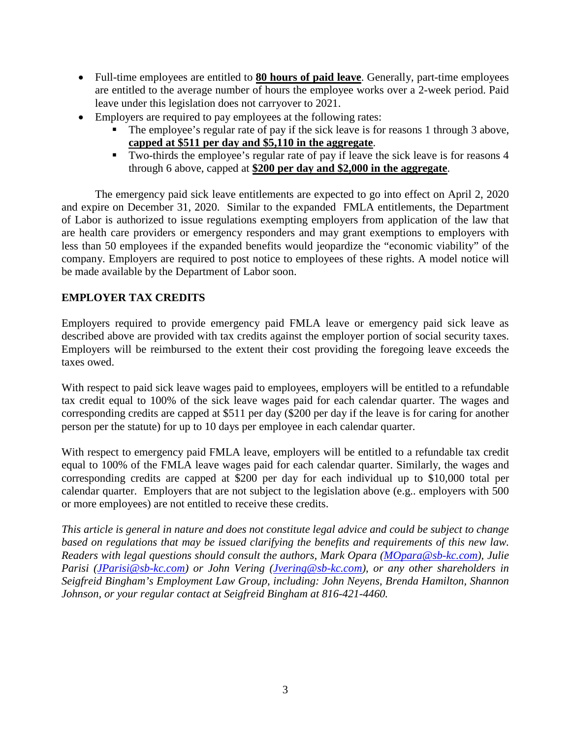- Full-time employees are entitled to **80 hours of paid leave**. Generally, part-time employees are entitled to the average number of hours the employee works over a 2-week period. Paid leave under this legislation does not carryover to 2021.
- Employers are required to pay employees at the following rates:
  - The employee's regular rate of pay if the sick leave is for reasons 1 through 3 above, **capped at $511 per day and $5,110 in the aggregate**.
  - Two-thirds the employee's regular rate of pay if leave the sick leave is for reasons 4 through 6 above, capped at **$200 per day and $2,000 in the aggregate**.

The emergency paid sick leave entitlements are expected to go into effect on April 2, 2020 and expire on December 31, 2020. Similar to the expanded FMLA entitlements, the Department of Labor is authorized to issue regulations exempting employers from application of the law that are health care providers or emergency responders and may grant exemptions to employers with less than 50 employees if the expanded benefits would jeopardize the "economic viability" of the company. Employers are required to post notice to employees of these rights. A model notice will be made available by the Department of Labor soon.

## EMPLOYER TAX CREDITS

Employers required to provide emergency paid FMLA leave or emergency paid sick leave as described above are provided with tax credits against the employer portion of social security taxes. Employers will be reimbursed to the extent their cost providing the foregoing leave exceeds the taxes owed.

With respect to paid sick leave wages paid to employees, employers will be entitled to a refundable tax credit equal to 100% of the sick leave wages paid for each calendar quarter. The wages and corresponding credits are capped at $511 per day ($200 per day if the leave is for caring for another person per the statute) for up to 10 days per employee in each calendar quarter.

With respect to emergency paid FMLA leave, employers will be entitled to a refundable tax credit equal to 100% of the FMLA leave wages paid for each calendar quarter. Similarly, the wages and corresponding credits are capped at $200 per day for each individual up to $10,000 total per calendar quarter. Employers that are not subject to the legislation above (e.g.. employers with 500 or more employees) are not entitled to receive these credits.

*This article is general in nature and does not constitute legal advice and could be subject to change based on regulations that may be issued clarifying the benefits and requirements of this new law. Readers with legal questions should consult the authors, Mark Opara (MOpara@sb-kc.com), Julie Parisi (JParisi@sb-kc.com) or John Vering (Jvering@sb-kc.com), or any other shareholders in Seigfreid Bingham's Employment Law Group, including: John Neyens, Brenda Hamilton, Shannon Johnson, or your regular contact at Seigfreid Bingham at 816-421-4460.*